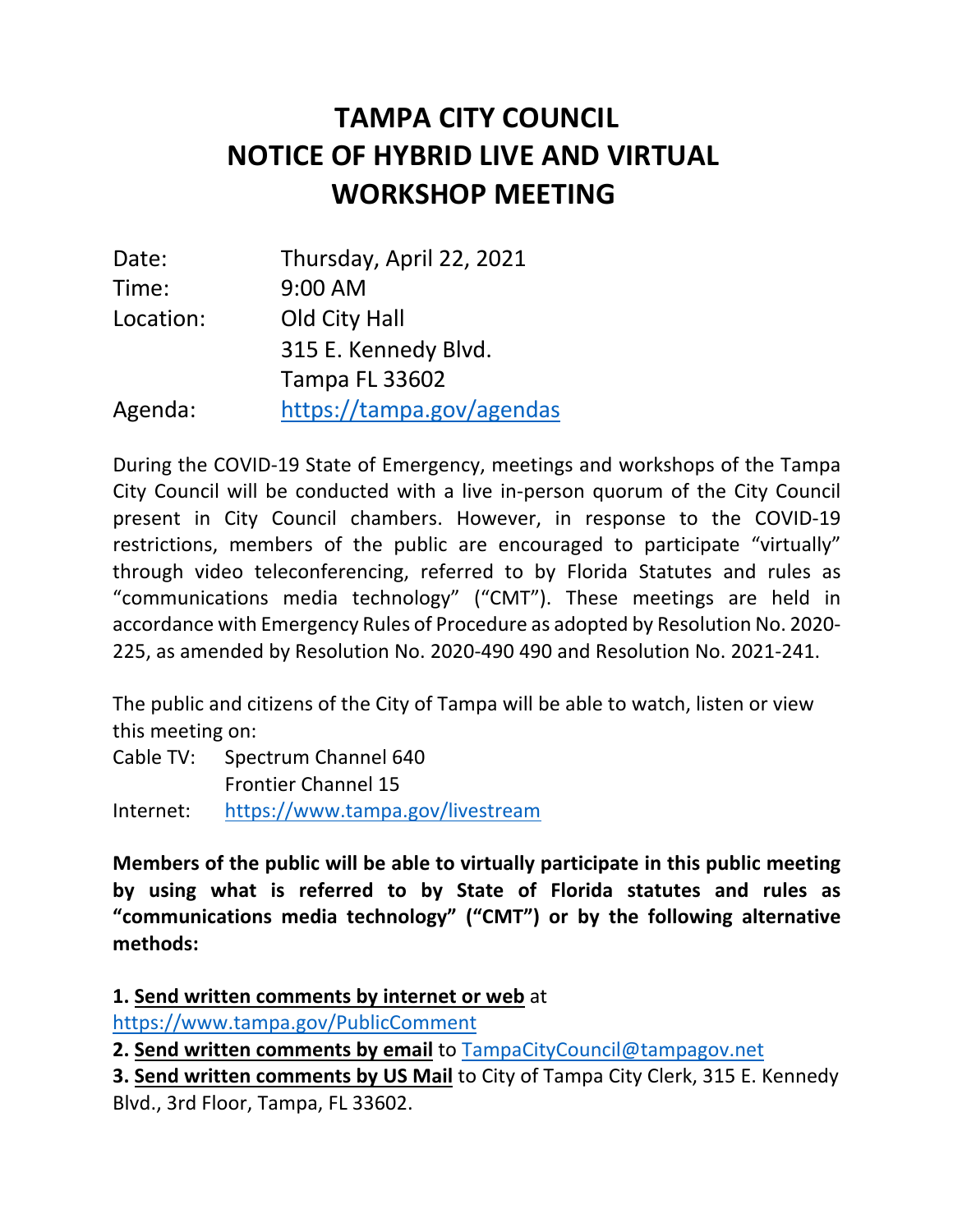# TAMPA CITY COUNCIL
# NOTICE OF HYBRID LIVE AND VIRTUAL WORKSHOP MEETING

| | |
|---|---|
| Date: | Thursday, April 22, 2021 |
| Time: | 9:00 AM |
| Location: | Old City Hall<br>315 E. Kennedy Blvd.<br>Tampa FL 33602 |
| Agenda: | https://tampa.gov/agendas |

During the COVID-19 State of Emergency, meetings and workshops of the Tampa City Council will be conducted with a live in-person quorum of the City Council present in City Council chambers. However, in response to the COVID-19 restrictions, members of the public are encouraged to participate "virtually" through video teleconferencing, referred to by Florida Statutes and rules as "communications media technology" ("CMT"). These meetings are held in accordance with Emergency Rules of Procedure as adopted by Resolution No. 2020-225, as amended by Resolution No. 2020-490 490 and Resolution No. 2021-241.

The public and citizens of the City of Tampa will be able to watch, listen or view this meeting on:

| | |
|---|---|
| Cable TV: | Spectrum Channel 640<br>Frontier Channel 15 |
| Internet: | https://www.tampa.gov/livestream |

**Members of the public will be able to virtually participate in this public meeting by using what is referred to by State of Florida statutes and rules as "communications media technology" ("CMT") or by the following alternative methods:**

**1. Send written comments by internet or web** at https://www.tampa.gov/PublicComment
**2. Send written comments by email** to TampaCityCouncil@tampagov.net
**3. Send written comments by US Mail** to City of Tampa City Clerk, 315 E. Kennedy Blvd., 3rd Floor, Tampa, FL 33602.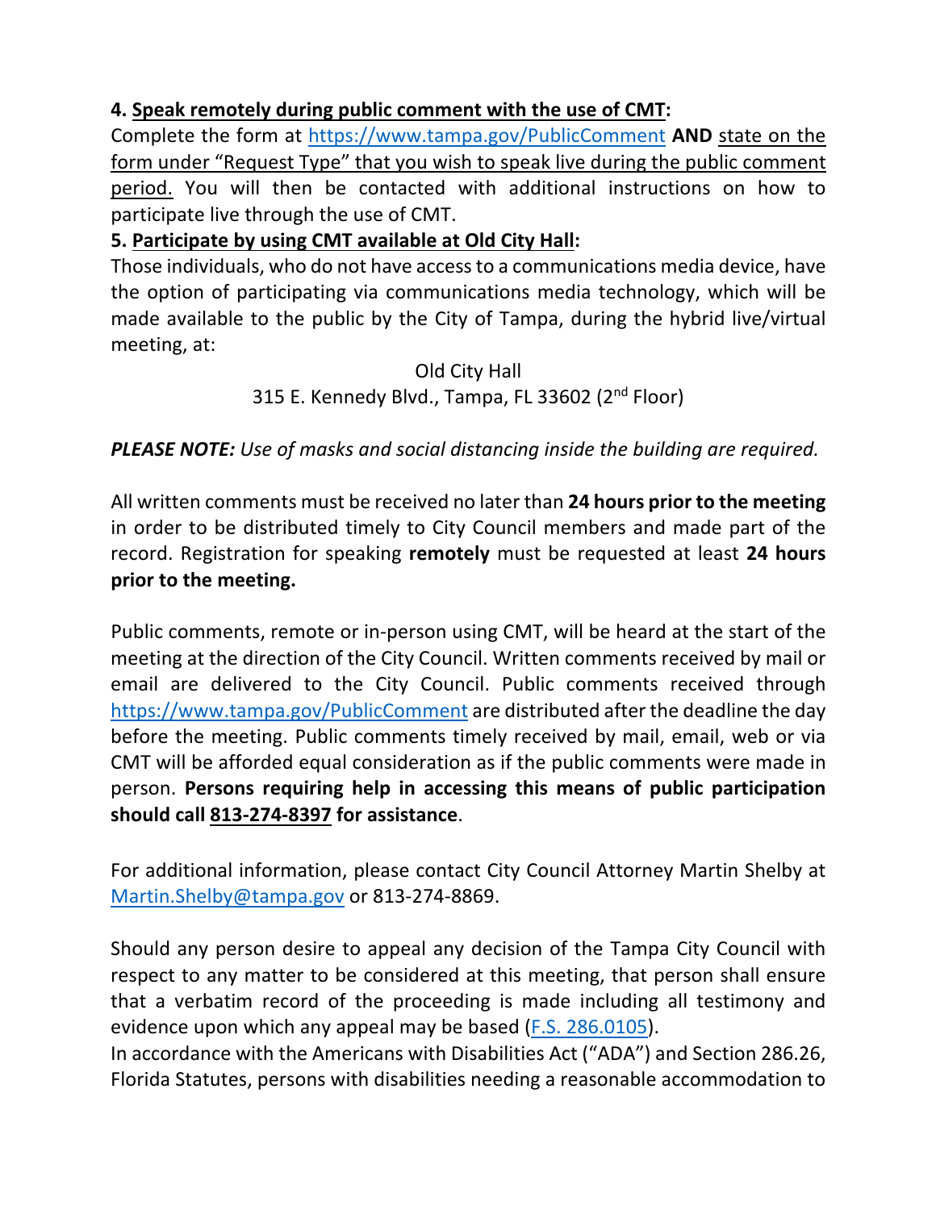**4. Speak remotely during public comment with the use of CMT:**
Complete the form at https://www.tampa.gov/PublicComment **AND** state on the form under "Request Type" that you wish to speak live during the public comment period. You will then be contacted with additional instructions on how to participate live through the use of CMT.

**5. Participate by using CMT available at Old City Hall:**
Those individuals, who do not have access to a communications media device, have the option of participating via communications media technology, which will be made available to the public by the City of Tampa, during the hybrid live/virtual meeting, at:

Old City Hall
315 E. Kennedy Blvd., Tampa, FL 33602 (2nd Floor)

***PLEASE NOTE:*** *Use of masks and social distancing inside the building are required.*

All written comments must be received no later than **24 hours prior to the meeting** in order to be distributed timely to City Council members and made part of the record. Registration for speaking **remotely** must be requested at least **24 hours prior to the meeting.**

Public comments, remote or in-person using CMT, will be heard at the start of the meeting at the direction of the City Council. Written comments received by mail or email are delivered to the City Council. Public comments received through https://www.tampa.gov/PublicComment are distributed after the deadline the day before the meeting. Public comments timely received by mail, email, web or via CMT will be afforded equal consideration as if the public comments were made in person. **Persons requiring help in accessing this means of public participation should call 813-274-8397 for assistance**.

For additional information, please contact City Council Attorney Martin Shelby at Martin.Shelby@tampa.gov or 813-274-8869.

Should any person desire to appeal any decision of the Tampa City Council with respect to any matter to be considered at this meeting, that person shall ensure that a verbatim record of the proceeding is made including all testimony and evidence upon which any appeal may be based (F.S. 286.0105).

In accordance with the Americans with Disabilities Act ("ADA") and Section 286.26, Florida Statutes, persons with disabilities needing a reasonable accommodation to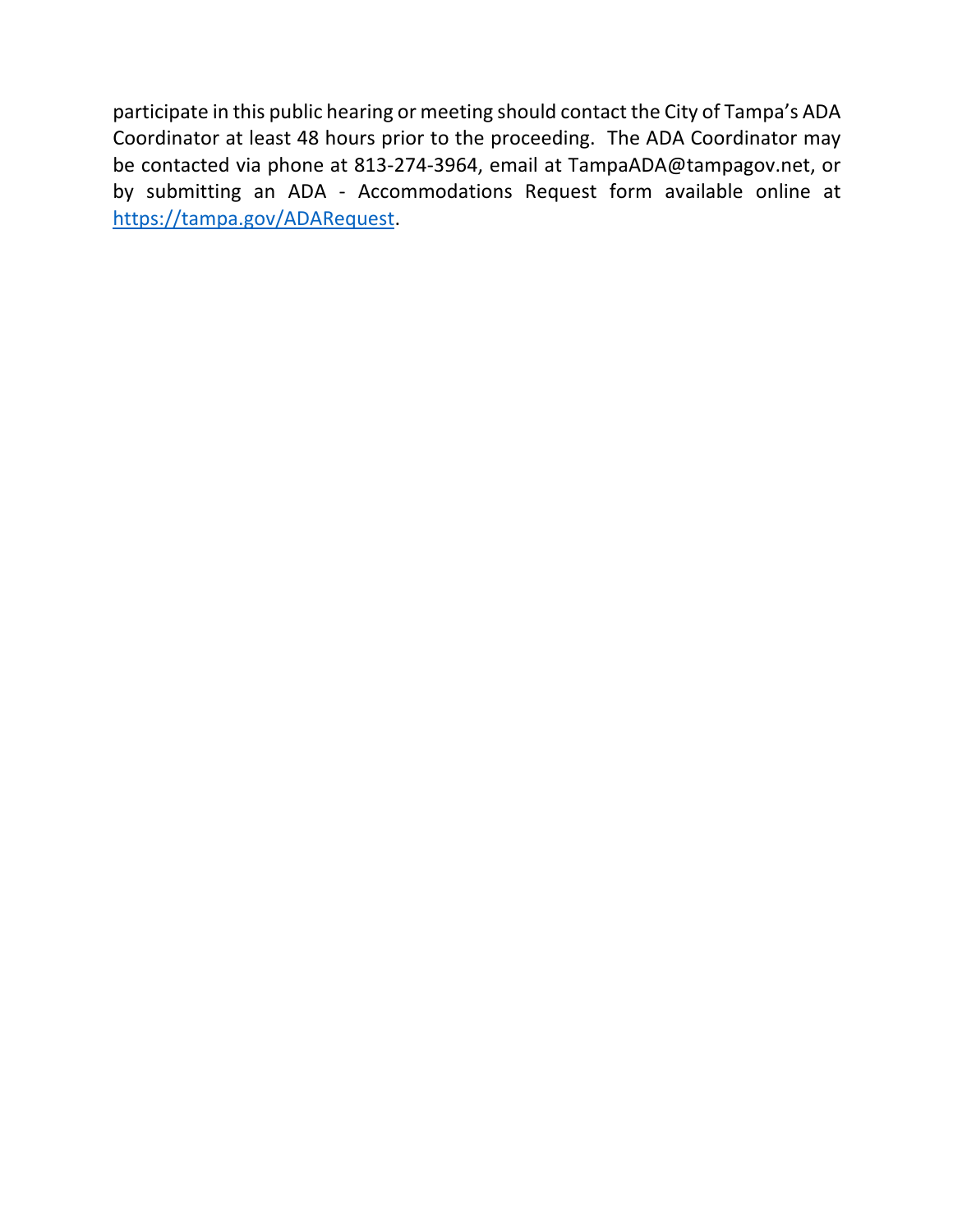participate in this public hearing or meeting should contact the City of Tampa's ADA Coordinator at least 48 hours prior to the proceeding. The ADA Coordinator may be contacted via phone at 813-274-3964, email at TampaADA@tampagov.net, or by submitting an ADA - Accommodations Request form available online at [https://tampa.gov/ADARequest](https://tampa.gov/ADARequest).